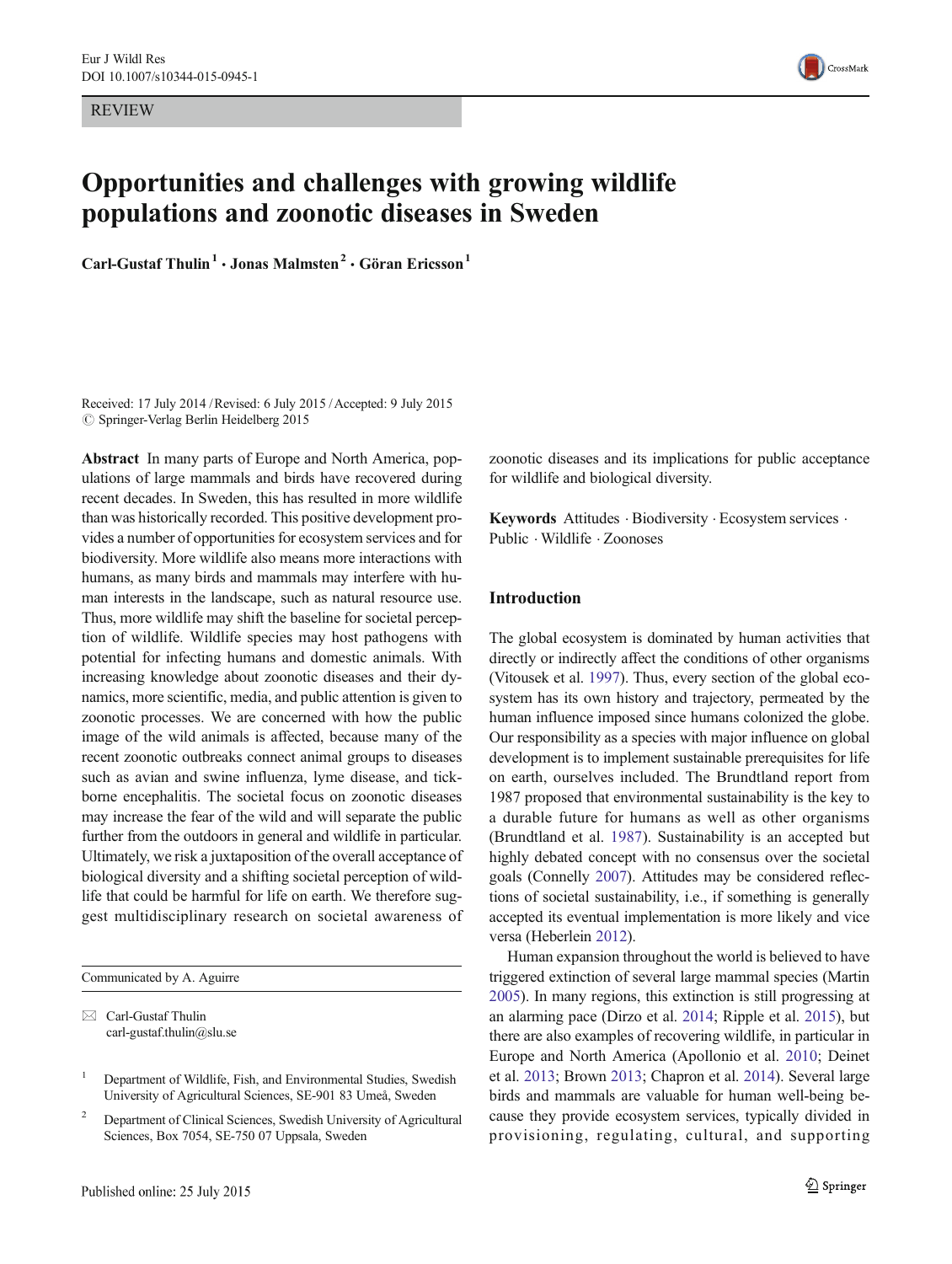REVIEW

# Opportunities and challenges with growing wildlife populations and zoonotic diseases in Sweden

**Carl-Gustaf Thulin[1] · Jonas Malmsten[2] · Göran Ericsson[1]**

Received: 17 July 2014 / Revised: 6 July 2015 / Accepted: 9 July 2015
© Springer-Verlag Berlin Heidelberg 2015

**Abstract** In many parts of Europe and North America, populations of large mammals and birds have recovered during recent decades. In Sweden, this has resulted in more wildlife than was historically recorded. This positive development provides a number of opportunities for ecosystem services and for biodiversity. More wildlife also means more interactions with humans, as many birds and mammals may interfere with human interests in the landscape, such as natural resource use. Thus, more wildlife may shift the baseline for societal perception of wildlife. Wildlife species may host pathogens with potential for infecting humans and domestic animals. With increasing knowledge about zoonotic diseases and their dynamics, more scientific, media, and public attention is given to zoonotic processes. We are concerned with how the public image of the wild animals is affected, because many of the recent zoonotic outbreaks connect animal groups to diseases such as avian and swine influenza, lyme disease, and tick-borne encephalitis. The societal focus on zoonotic diseases may increase the fear of the wild and will separate the public further from the outdoors in general and wildlife in particular. Ultimately, we risk a juxtaposition of the overall acceptance of biological diversity and a shifting societal perception of wildlife that could be harmful for life on earth. We therefore suggest multidisciplinary research on societal awareness of zoonotic diseases and its implications for public acceptance for wildlife and biological diversity.

**Keywords** Attitudes · Biodiversity · Ecosystem services · Public · Wildlife · Zoonoses

Communicated by A. Aguirre

✉ Carl-Gustaf Thulin
carl-gustaf.thulin@slu.se

[1] Department of Wildlife, Fish, and Environmental Studies, Swedish University of Agricultural Sciences, SE-901 83 Umeå, Sweden

[2] Department of Clinical Sciences, Swedish University of Agricultural Sciences, Box 7054, SE-750 07 Uppsala, Sweden

## Introduction

The global ecosystem is dominated by human activities that directly or indirectly affect the conditions of other organisms (Vitousek et al. 1997). Thus, every section of the global ecosystem has its own history and trajectory, permeated by the human influence imposed since humans colonized the globe. Our responsibility as a species with major influence on global development is to implement sustainable prerequisites for life on earth, ourselves included. The Brundtland report from 1987 proposed that environmental sustainability is the key to a durable future for humans as well as other organisms (Brundtland et al. 1987). Sustainability is an accepted but highly debated concept with no consensus over the societal goals (Connelly 2007). Attitudes may be considered reflections of societal sustainability, i.e., if something is generally accepted its eventual implementation is more likely and vice versa (Heberlein 2012).

Human expansion throughout the world is believed to have triggered extinction of several large mammal species (Martin 2005). In many regions, this extinction is still progressing at an alarming pace (Dirzo et al. 2014; Ripple et al. 2015), but there are also examples of recovering wildlife, in particular in Europe and North America (Apollonio et al. 2010; Deinet et al. 2013; Brown 2013; Chapron et al. 2014). Several large birds and mammals are valuable for human well-being because they provide ecosystem services, typically divided in provisioning, regulating, cultural, and supporting

Published online: 25 July 2015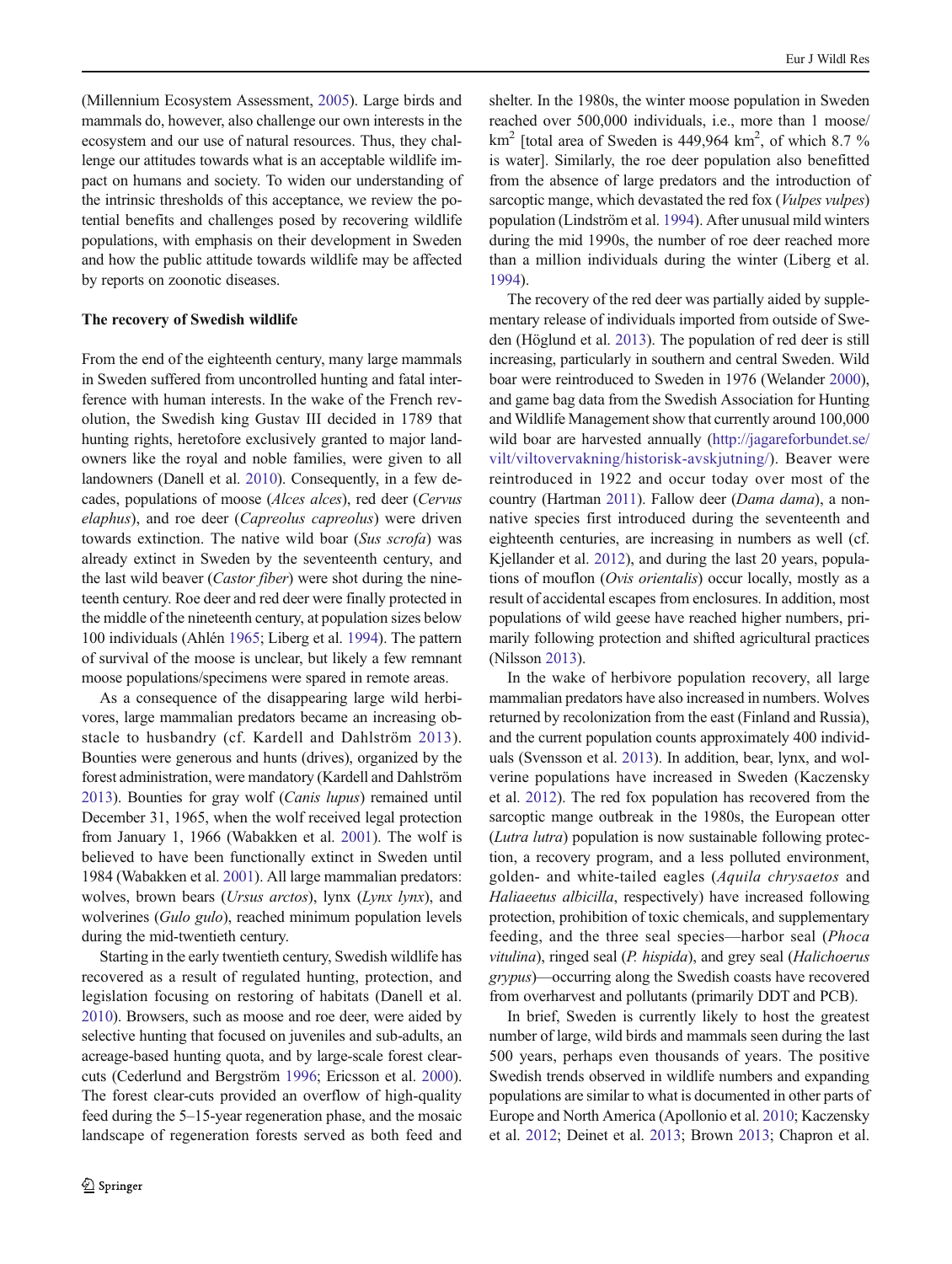(Millennium Ecosystem Assessment, 2005). Large birds and mammals do, however, also challenge our own interests in the ecosystem and our use of natural resources. Thus, they challenge our attitudes towards what is an acceptable wildlife impact on humans and society. To widen our understanding of the intrinsic thresholds of this acceptance, we review the potential benefits and challenges posed by recovering wildlife populations, with emphasis on their development in Sweden and how the public attitude towards wildlife may be affected by reports on zoonotic diseases.

## The recovery of Swedish wildlife

From the end of the eighteenth century, many large mammals in Sweden suffered from uncontrolled hunting and fatal interference with human interests. In the wake of the French revolution, the Swedish king Gustav III decided in 1789 that hunting rights, heretofore exclusively granted to major landowners like the royal and noble families, were given to all landowners (Danell et al. 2010). Consequently, in a few decades, populations of moose (*Alces alces*), red deer (*Cervus elaphus*), and roe deer (*Capreolus capreolus*) were driven towards extinction. The native wild boar (*Sus scrofa*) was already extinct in Sweden by the seventeenth century, and the last wild beaver (*Castor fiber*) were shot during the nineteenth century. Roe deer and red deer were finally protected in the middle of the nineteenth century, at population sizes below 100 individuals (Ahlén 1965; Liberg et al. 1994). The pattern of survival of the moose is unclear, but likely a few remnant moose populations/specimens were spared in remote areas.

As a consequence of the disappearing large wild herbivores, large mammalian predators became an increasing obstacle to husbandry (cf. Kardell and Dahlström 2013). Bounties were generous and hunts (drives), organized by the forest administration, were mandatory (Kardell and Dahlström 2013). Bounties for gray wolf (*Canis lupus*) remained until December 31, 1965, when the wolf received legal protection from January 1, 1966 (Wabakken et al. 2001). The wolf is believed to have been functionally extinct in Sweden until 1984 (Wabakken et al. 2001). All large mammalian predators: wolves, brown bears (*Ursus arctos*), lynx (*Lynx lynx*), and wolverines (*Gulo gulo*), reached minimum population levels during the mid-twentieth century.

Starting in the early twentieth century, Swedish wildlife has recovered as a result of regulated hunting, protection, and legislation focusing on restoring of habitats (Danell et al. 2010). Browsers, such as moose and roe deer, were aided by selective hunting that focused on juveniles and sub-adults, an acreage-based hunting quota, and by large-scale forest clear-cuts (Cederlund and Bergström 1996; Ericsson et al. 2000). The forest clear-cuts provided an overflow of high-quality feed during the 5–15-year regeneration phase, and the mosaic landscape of regeneration forests served as both feed and shelter. In the 1980s, the winter moose population in Sweden reached over 500,000 individuals, i.e., more than 1 moose/km$^2$ [total area of Sweden is 449,964 km$^2$, of which 8.7 % is water]. Similarly, the roe deer population also benefitted from the absence of large predators and the introduction of sarcoptic mange, which devastated the red fox (*Vulpes vulpes*) population (Lindström et al. 1994). After unusual mild winters during the mid 1990s, the number of roe deer reached more than a million individuals during the winter (Liberg et al. 1994).

The recovery of the red deer was partially aided by supplementary release of individuals imported from outside of Sweden (Höglund et al. 2013). The population of red deer is still increasing, particularly in southern and central Sweden. Wild boar were reintroduced to Sweden in 1976 (Welander 2000), and game bag data from the Swedish Association for Hunting and Wildlife Management show that currently around 100,000 wild boar are harvested annually (http://jagareforbundet.se/vilt/viltovervakning/historisk-avskjutning/). Beaver were reintroduced in 1922 and occur today over most of the country (Hartman 2011). Fallow deer (*Dama dama*), a non-native species first introduced during the seventeenth and eighteenth centuries, are increasing in numbers as well (cf. Kjellander et al. 2012), and during the last 20 years, populations of mouflon (*Ovis orientalis*) occur locally, mostly as a result of accidental escapes from enclosures. In addition, most populations of wild geese have reached higher numbers, primarily following protection and shifted agricultural practices (Nilsson 2013).

In the wake of herbivore population recovery, all large mammalian predators have also increased in numbers. Wolves returned by recolonization from the east (Finland and Russia), and the current population counts approximately 400 individuals (Svensson et al. 2013). In addition, bear, lynx, and wolverine populations have increased in Sweden (Kaczensky et al. 2012). The red fox population has recovered from the sarcoptic mange outbreak in the 1980s, the European otter (*Lutra lutra*) population is now sustainable following protection, a recovery program, and a less polluted environment, golden- and white-tailed eagles (*Aquila chrysaetos* and *Haliaeetus albicilla*, respectively) have increased following protection, prohibition of toxic chemicals, and supplementary feeding, and the three seal species—harbor seal (*Phoca vitulina*), ringed seal (*P. hispida*), and grey seal (*Halichoerus grypus*)—occurring along the Swedish coasts have recovered from overharvest and pollutants (primarily DDT and PCB).

In brief, Sweden is currently likely to host the greatest number of large, wild birds and mammals seen during the last 500 years, perhaps even thousands of years. The positive Swedish trends observed in wildlife numbers and expanding populations are similar to what is documented in other parts of Europe and North America (Apollonio et al. 2010; Kaczensky et al. 2012; Deinet et al. 2013; Brown 2013; Chapron et al.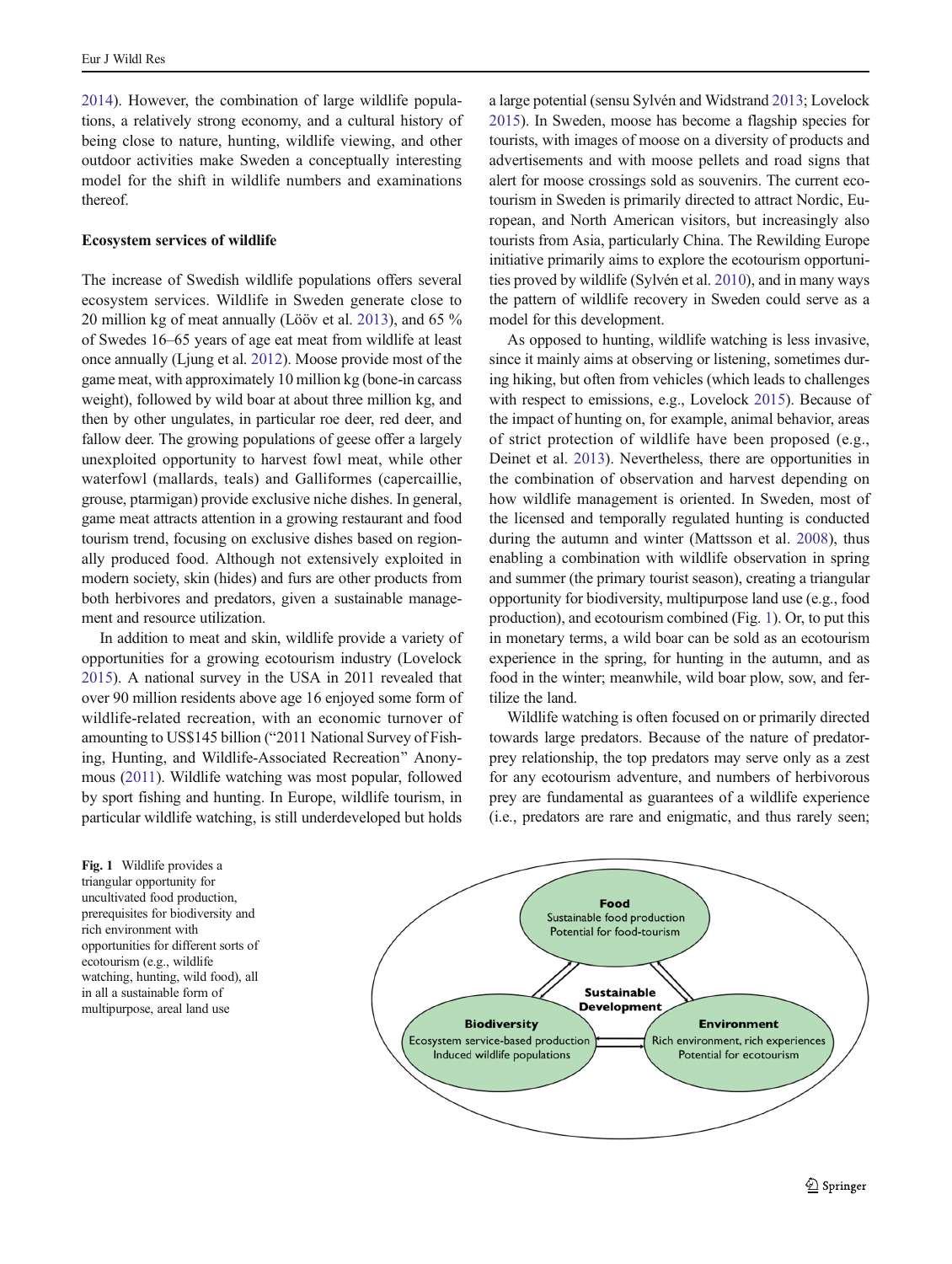2014). However, the combination of large wildlife populations, a relatively strong economy, and a cultural history of being close to nature, hunting, wildlife viewing, and other outdoor activities make Sweden a conceptually interesting model for the shift in wildlife numbers and examinations thereof.

## Ecosystem services of wildlife

The increase of Swedish wildlife populations offers several ecosystem services. Wildlife in Sweden generate close to 20 million kg of meat annually (Lööv et al. 2013), and 65 % of Swedes 16–65 years of age eat meat from wildlife at least once annually (Ljung et al. 2012). Moose provide most of the game meat, with approximately 10 million kg (bone-in carcass weight), followed by wild boar at about three million kg, and then by other ungulates, in particular roe deer, red deer, and fallow deer. The growing populations of geese offer a largely unexploited opportunity to harvest fowl meat, while other waterfowl (mallards, teals) and Galliformes (capercaillie, grouse, ptarmigan) provide exclusive niche dishes. In general, game meat attracts attention in a growing restaurant and food tourism trend, focusing on exclusive dishes based on regionally produced food. Although not extensively exploited in modern society, skin (hides) and furs are other products from both herbivores and predators, given a sustainable management and resource utilization.

In addition to meat and skin, wildlife provide a variety of opportunities for a growing ecotourism industry (Lovelock 2015). A national survey in the USA in 2011 revealed that over 90 million residents above age 16 enjoyed some form of wildlife-related recreation, with an economic turnover of amounting to US$145 billion ("2011 National Survey of Fishing, Hunting, and Wildlife-Associated Recreation" Anonymous (2011). Wildlife watching was most popular, followed by sport fishing and hunting. In Europe, wildlife tourism, in particular wildlife watching, is still underdeveloped but holds a large potential (sensu Sylvén and Widstrand 2013; Lovelock 2015). In Sweden, moose has become a flagship species for tourists, with images of moose on a diversity of products and advertisements and with moose pellets and road signs that alert for moose crossings sold as souvenirs. The current ecotourism in Sweden is primarily directed to attract Nordic, European, and North American visitors, but increasingly also tourists from Asia, particularly China. The Rewilding Europe initiative primarily aims to explore the ecotourism opportunities proved by wildlife (Sylvén et al. 2010), and in many ways the pattern of wildlife recovery in Sweden could serve as a model for this development.

As opposed to hunting, wildlife watching is less invasive, since it mainly aims at observing or listening, sometimes during hiking, but often from vehicles (which leads to challenges with respect to emissions, e.g., Lovelock 2015). Because of the impact of hunting on, for example, animal behavior, areas of strict protection of wildlife have been proposed (e.g., Deinet et al. 2013). Nevertheless, there are opportunities in the combination of observation and harvest depending on how wildlife management is oriented. In Sweden, most of the licensed and temporally regulated hunting is conducted during the autumn and winter (Mattsson et al. 2008), thus enabling a combination with wildlife observation in spring and summer (the primary tourist season), creating a triangular opportunity for biodiversity, multipurpose land use (e.g., food production), and ecotourism combined (Fig. 1). Or, to put this in monetary terms, a wild boar can be sold as an ecotourism experience in the spring, for hunting in the autumn, and as food in the winter; meanwhile, wild boar plow, sow, and fertilize the land.

Wildlife watching is often focused on or primarily directed towards large predators. Because of the nature of predator-prey relationship, the top predators may serve only as a zest for any ecotourism adventure, and numbers of herbivorous prey are fundamental as guarantees of a wildlife experience (i.e., predators are rare and enigmatic, and thus rarely seen;

**Fig. 1** Wildlife provides a triangular opportunity for uncultivated food production, prerequisites for biodiversity and rich environment with opportunities for different sorts of ecotourism (e.g., wildlife watching, hunting, wild food), all in all a sustainable form of multipurpose, areal land use

- **Food**: Sustainable food production; Potential for food-tourism
- **Sustainable Development**
- **Biodiversity**: Ecosystem service-based production; Induced wildlife populations
- **Environment**: Rich environment, rich experiences; Potential for ecotourism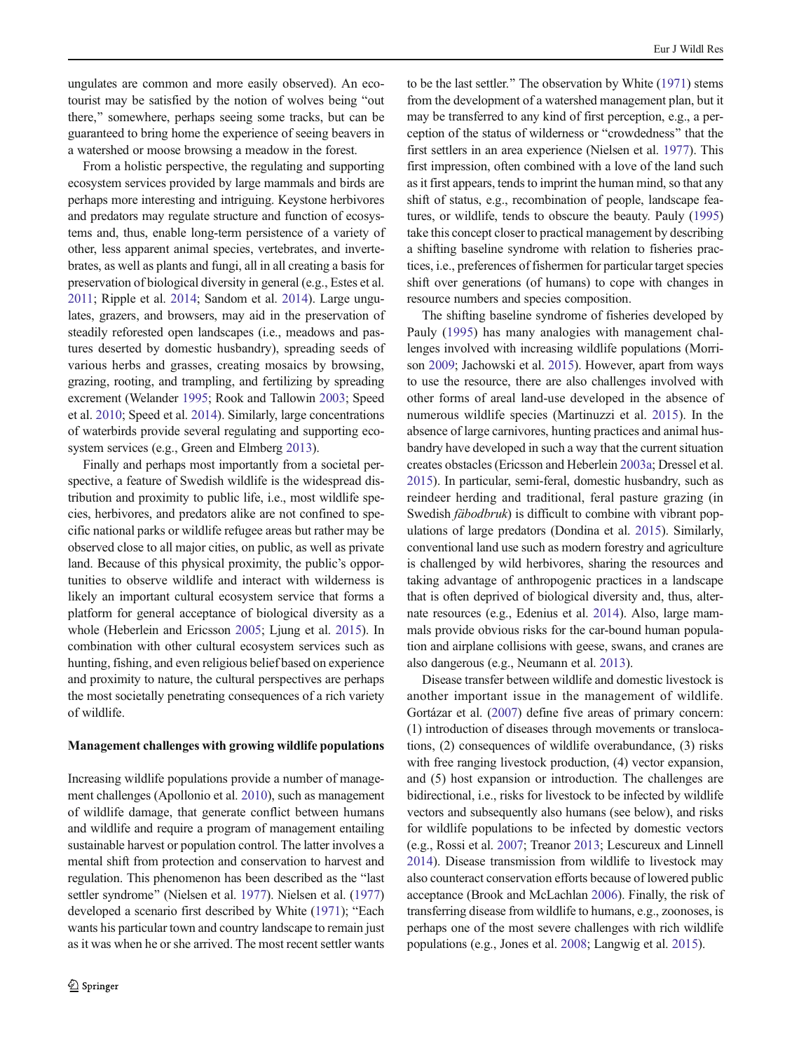ungulates are common and more easily observed). An ecotourist may be satisfied by the notion of wolves being "out there," somewhere, perhaps seeing some tracks, but can be guaranteed to bring home the experience of seeing beavers in a watershed or moose browsing a meadow in the forest.

From a holistic perspective, the regulating and supporting ecosystem services provided by large mammals and birds are perhaps more interesting and intriguing. Keystone herbivores and predators may regulate structure and function of ecosystems and, thus, enable long-term persistence of a variety of other, less apparent animal species, vertebrates, and invertebrates, as well as plants and fungi, all in all creating a basis for preservation of biological diversity in general (e.g., Estes et al. 2011; Ripple et al. 2014; Sandom et al. 2014). Large ungulates, grazers, and browsers, may aid in the preservation of steadily reforested open landscapes (i.e., meadows and pastures deserted by domestic husbandry), spreading seeds of various herbs and grasses, creating mosaics by browsing, grazing, rooting, and trampling, and fertilizing by spreading excrement (Welander 1995; Rook and Tallowin 2003; Speed et al. 2010; Speed et al. 2014). Similarly, large concentrations of waterbirds provide several regulating and supporting ecosystem services (e.g., Green and Elmberg 2013).

Finally and perhaps most importantly from a societal perspective, a feature of Swedish wildlife is the widespread distribution and proximity to public life, i.e., most wildlife species, herbivores, and predators alike are not confined to specific national parks or wildlife refugee areas but rather may be observed close to all major cities, on public, as well as private land. Because of this physical proximity, the public's opportunities to observe wildlife and interact with wilderness is likely an important cultural ecosystem service that forms a platform for general acceptance of biological diversity as a whole (Heberlein and Ericsson 2005; Ljung et al. 2015). In combination with other cultural ecosystem services such as hunting, fishing, and even religious belief based on experience and proximity to nature, the cultural perspectives are perhaps the most societally penetrating consequences of a rich variety of wildlife.

## Management challenges with growing wildlife populations

Increasing wildlife populations provide a number of management challenges (Apollonio et al. 2010), such as management of wildlife damage, that generate conflict between humans and wildlife and require a program of management entailing sustainable harvest or population control. The latter involves a mental shift from protection and conservation to harvest and regulation. This phenomenon has been described as the "last settler syndrome" (Nielsen et al. 1977). Nielsen et al. (1977) developed a scenario first described by White (1971); "Each wants his particular town and country landscape to remain just as it was when he or she arrived. The most recent settler wants to be the last settler." The observation by White (1971) stems from the development of a watershed management plan, but it may be transferred to any kind of first perception, e.g., a perception of the status of wilderness or "crowdedness" that the first settlers in an area experience (Nielsen et al. 1977). This first impression, often combined with a love of the land such as it first appears, tends to imprint the human mind, so that any shift of status, e.g., recombination of people, landscape features, or wildlife, tends to obscure the beauty. Pauly (1995) take this concept closer to practical management by describing a shifting baseline syndrome with relation to fisheries practices, i.e., preferences of fishermen for particular target species shift over generations (of humans) to cope with changes in resource numbers and species composition.

The shifting baseline syndrome of fisheries developed by Pauly (1995) has many analogies with management challenges involved with increasing wildlife populations (Morrison 2009; Jachowski et al. 2015). However, apart from ways to use the resource, there are also challenges involved with other forms of areal land-use developed in the absence of numerous wildlife species (Martinuzzi et al. 2015). In the absence of large carnivores, hunting practices and animal husbandry have developed in such a way that the current situation creates obstacles (Ericsson and Heberlein 2003a; Dressel et al. 2015). In particular, semi-feral, domestic husbandry, such as reindeer herding and traditional, feral pasture grazing (in Swedish *fäbodbruk*) is difficult to combine with vibrant populations of large predators (Dondina et al. 2015). Similarly, conventional land use such as modern forestry and agriculture is challenged by wild herbivores, sharing the resources and taking advantage of anthropogenic practices in a landscape that is often deprived of biological diversity and, thus, alternate resources (e.g., Edenius et al. 2014). Also, large mammals provide obvious risks for the car-bound human population and airplane collisions with geese, swans, and cranes are also dangerous (e.g., Neumann et al. 2013).

Disease transfer between wildlife and domestic livestock is another important issue in the management of wildlife. Gortázar et al. (2007) define five areas of primary concern: (1) introduction of diseases through movements or translocations, (2) consequences of wildlife overabundance, (3) risks with free ranging livestock production, (4) vector expansion, and (5) host expansion or introduction. The challenges are bidirectional, i.e., risks for livestock to be infected by wildlife vectors and subsequently also humans (see below), and risks for wildlife populations to be infected by domestic vectors (e.g., Rossi et al. 2007; Treanor 2013; Lescureux and Linnell 2014). Disease transmission from wildlife to livestock may also counteract conservation efforts because of lowered public acceptance (Brook and McLachlan 2006). Finally, the risk of transferring disease from wildlife to humans, e.g., zoonoses, is perhaps one of the most severe challenges with rich wildlife populations (e.g., Jones et al. 2008; Langwig et al. 2015).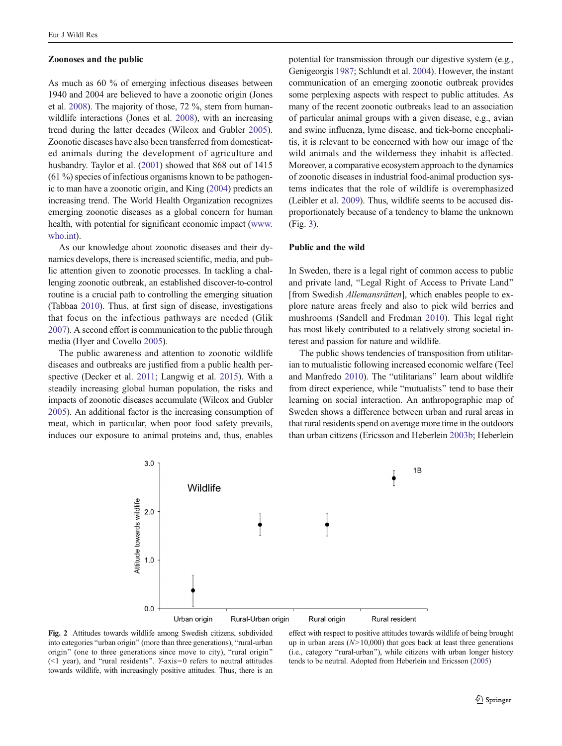## Zoonoses and the public

As much as 60 % of emerging infectious diseases between 1940 and 2004 are believed to have a zoonotic origin (Jones et al. 2008). The majority of those, 72 %, stem from human-wildlife interactions (Jones et al. 2008), with an increasing trend during the latter decades (Wilcox and Gubler 2005). Zoonotic diseases have also been transferred from domesticated animals during the development of agriculture and husbandry. Taylor et al. (2001) showed that 868 out of 1415 (61 %) species of infectious organisms known to be pathogenic to man have a zoonotic origin, and King (2004) predicts an increasing trend. The World Health Organization recognizes emerging zoonotic diseases as a global concern for human health, with potential for significant economic impact (www.who.int).

As our knowledge about zoonotic diseases and their dynamics develops, there is increased scientific, media, and public attention given to zoonotic processes. In tackling a challenging zoonotic outbreak, an established discover-to-control routine is a crucial path to controlling the emerging situation (Tabbaa 2010). Thus, at first sign of disease, investigations that focus on the infectious pathways are needed (Glik 2007). A second effort is communication to the public through media (Hyer and Covello 2005).

The public awareness and attention to zoonotic wildlife diseases and outbreaks are justified from a public health perspective (Decker et al. 2011; Langwig et al. 2015). With a steadily increasing global human population, the risks and impacts of zoonotic diseases accumulate (Wilcox and Gubler 2005). An additional factor is the increasing consumption of meat, which in particular, when poor food safety prevails, induces our exposure to animal proteins and, thus, enables potential for transmission through our digestive system (e.g., Genigeorgis 1987; Schlundt et al. 2004). However, the instant communication of an emerging zoonotic outbreak provides some perplexing aspects with respect to public attitudes. As many of the recent zoonotic outbreaks lead to an association of particular animal groups with a given disease, e.g., avian and swine influenza, lyme disease, and tick-borne encephalitis, it is relevant to be concerned with how our image of the wild animals and the wilderness they inhabit is affected. Moreover, a comparative ecosystem approach to the dynamics of zoonotic diseases in industrial food-animal production systems indicates that the role of wildlife is overemphasized (Leibler et al. 2009). Thus, wildlife seems to be accused disproportionately because of a tendency to blame the unknown (Fig. 3).

## Public and the wild

In Sweden, there is a legal right of common access to public and private land, "Legal Right of Access to Private Land" [from Swedish *Allemansrätten*], which enables people to explore nature areas freely and also to pick wild berries and mushrooms (Sandell and Fredman 2010). This legal right has most likely contributed to a relatively strong societal interest and passion for nature and wildlife.

The public shows tendencies of transposition from utilitarian to mutualistic following increased economic welfare (Teel and Manfredo 2010). The "utilitarians" learn about wildlife from direct experience, while "mutualists" tend to base their learning on social interaction. An anthropographic map of Sweden shows a difference between urban and rural areas in that rural residents spend on average more time in the outdoors than urban citizens (Ericsson and Heberlein 2003b; Heberlein

**Fig. 2** Attitudes towards wildlife among Swedish citizens, subdivided into categories "urban origin" (more than three generations), "rural-urban origin" (one to three generations since move to city), "rural origin" (<1 year), and "rural residents". *Y*-axis=0 refers to neutral attitudes towards wildlife, with increasingly positive attitudes. Thus, there is an effect with respect to positive attitudes towards wildlife of being brought up in urban areas ($N$>10,000) that goes back at least three generations (i.e., category "rural-urban"), while citizens with urban longer history tends to be neutral. Adopted from Heberlein and Ericsson (2005)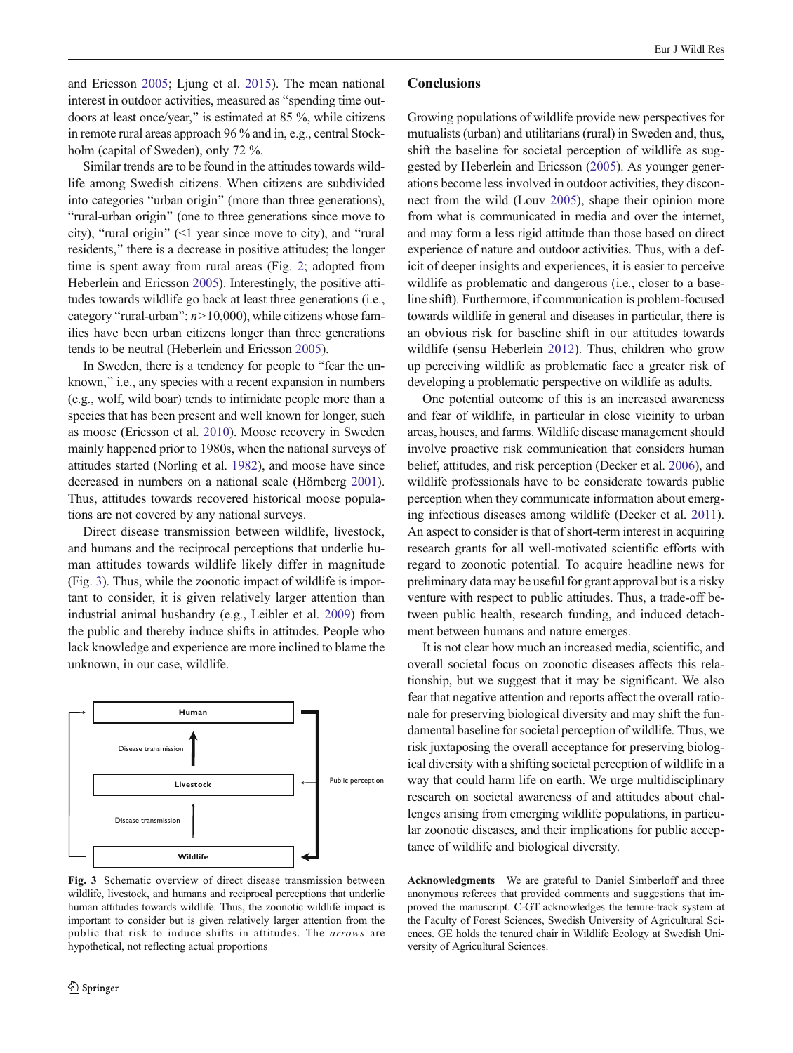and Ericsson 2005; Ljung et al. 2015). The mean national interest in outdoor activities, measured as "spending time outdoors at least once/year," is estimated at 85 %, while citizens in remote rural areas approach 96 % and in, e.g., central Stockholm (capital of Sweden), only 72 %.

Similar trends are to be found in the attitudes towards wildlife among Swedish citizens. When citizens are subdivided into categories "urban origin" (more than three generations), "rural-urban origin" (one to three generations since move to city), "rural origin" (<1 year since move to city), and "rural residents," there is a decrease in positive attitudes; the longer time is spent away from rural areas (Fig. 2; adopted from Heberlein and Ericsson 2005). Interestingly, the positive attitudes towards wildlife go back at least three generations (i.e., category "rural-urban"; $n > 10{,}000$), while citizens whose families have been urban citizens longer than three generations tends to be neutral (Heberlein and Ericsson 2005).

In Sweden, there is a tendency for people to "fear the unknown," i.e., any species with a recent expansion in numbers (e.g., wolf, wild boar) tends to intimidate people more than a species that has been present and well known for longer, such as moose (Ericsson et al. 2010). Moose recovery in Sweden mainly happened prior to 1980s, when the national surveys of attitudes started (Norling et al. 1982), and moose have since decreased in numbers on a national scale (Hörnberg 2001). Thus, attitudes towards recovered historical moose populations are not covered by any national surveys.

Direct disease transmission between wildlife, livestock, and humans and the reciprocal perceptions that underlie human attitudes towards wildlife likely differ in magnitude (Fig. 3). Thus, while the zoonotic impact of wildlife is important to consider, it is given relatively larger attention than industrial animal husbandry (e.g., Leibler et al. 2009) from the public and thereby induce shifts in attitudes. People who lack knowledge and experience are more inclined to blame the unknown, in our case, wildlife.

Human

Disease transmission

Livestock

Public perception

Disease transmission

Wildlife

**Fig. 3** Schematic overview of direct disease transmission between wildlife, livestock, and humans and reciprocal perceptions that underlie human attitudes towards wildlife. Thus, the zoonotic wildlife impact is important to consider but is given relatively larger attention from the public that risk to induce shifts in attitudes. The *arrows* are hypothetical, not reflecting actual proportions

## Conclusions

Growing populations of wildlife provide new perspectives for mutualists (urban) and utilitarians (rural) in Sweden and, thus, shift the baseline for societal perception of wildlife as suggested by Heberlein and Ericsson (2005). As younger generations become less involved in outdoor activities, they disconnect from the wild (Louv 2005), shape their opinion more from what is communicated in media and over the internet, and may form a less rigid attitude than those based on direct experience of nature and outdoor activities. Thus, with a deficit of deeper insights and experiences, it is easier to perceive wildlife as problematic and dangerous (i.e., closer to a baseline shift). Furthermore, if communication is problem-focused towards wildlife in general and diseases in particular, there is an obvious risk for baseline shift in our attitudes towards wildlife (sensu Heberlein 2012). Thus, children who grow up perceiving wildlife as problematic face a greater risk of developing a problematic perspective on wildlife as adults.

One potential outcome of this is an increased awareness and fear of wildlife, in particular in close vicinity to urban areas, houses, and farms. Wildlife disease management should involve proactive risk communication that considers human belief, attitudes, and risk perception (Decker et al. 2006), and wildlife professionals have to be considerate towards public perception when they communicate information about emerging infectious diseases among wildlife (Decker et al. 2011). An aspect to consider is that of short-term interest in acquiring research grants for all well-motivated scientific efforts with regard to zoonotic potential. To acquire headline news for preliminary data may be useful for grant approval but is a risky venture with respect to public attitudes. Thus, a trade-off between public health, research funding, and induced detachment between humans and nature emerges.

It is not clear how much an increased media, scientific, and overall societal focus on zoonotic diseases affects this relationship, but we suggest that it may be significant. We also fear that negative attention and reports affect the overall rationale for preserving biological diversity and may shift the fundamental baseline for societal perception of wildlife. Thus, we risk juxtaposing the overall acceptance for preserving biological diversity with a shifting societal perception of wildlife in a way that could harm life on earth. We urge multidisciplinary research on societal awareness of and attitudes about challenges arising from emerging wildlife populations, in particular zoonotic diseases, and their implications for public acceptance of wildlife and biological diversity.

**Acknowledgments** We are grateful to Daniel Simberloff and three anonymous referees that provided comments and suggestions that improved the manuscript. C-GT acknowledges the tenure-track system at the Faculty of Forest Sciences, Swedish University of Agricultural Sciences. GE holds the tenured chair in Wildlife Ecology at Swedish University of Agricultural Sciences.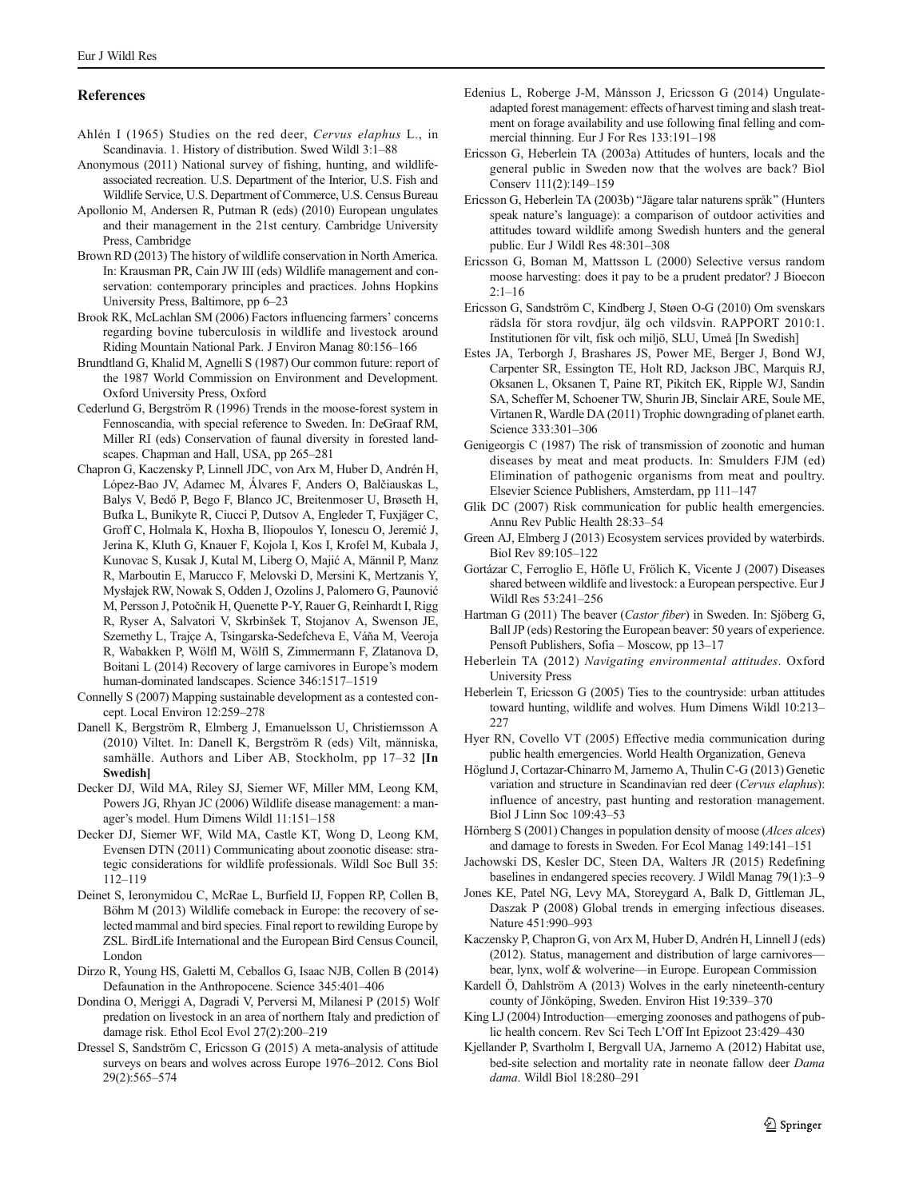## References

Ahlén I (1965) Studies on the red deer, *Cervus elaphus* L., in Scandinavia. 1. History of distribution. Swed Wildl 3:1–88

Anonymous (2011) National survey of fishing, hunting, and wildlife-associated recreation. U.S. Department of the Interior, U.S. Fish and Wildlife Service, U.S. Department of Commerce, U.S. Census Bureau

Apollonio M, Andersen R, Putman R (eds) (2010) European ungulates and their management in the 21st century. Cambridge University Press, Cambridge

Brown RD (2013) The history of wildlife conservation in North America. In: Krausman PR, Cain JW III (eds) Wildlife management and conservation: contemporary principles and practices. Johns Hopkins University Press, Baltimore, pp 6–23

Brook RK, McLachlan SM (2006) Factors influencing farmers' concerns regarding bovine tuberculosis in wildlife and livestock around Riding Mountain National Park. J Environ Manag 80:156–166

Brundtland G, Khalid M, Agnelli S (1987) Our common future: report of the 1987 World Commission on Environment and Development. Oxford University Press, Oxford

Cederlund G, Bergström R (1996) Trends in the moose-forest system in Fennoscandia, with special reference to Sweden. In: DeGraaf RM, Miller RI (eds) Conservation of faunal diversity in forested landscapes. Chapman and Hall, USA, pp 265–281

Chapron G, Kaczensky P, Linnell JDC, von Arx M, Huber D, Andrén H, López-Bao JV, Adamec M, Álvares F, Anders O, Balčiauskas L, Balys V, Bedő P, Bego F, Blanco JC, Breitenmoser U, Brøseth H, Bufka L, Bunikyte R, Ciucci P, Dutsov A, Engleder T, Fuxjäger C, Groff C, Holmala K, Hoxha B, Iliopoulos Y, Ionescu O, Jeremić J, Jerina K, Kluth G, Knauer F, Kojola I, Kos I, Krofel M, Kubala J, Kunovac S, Kusak J, Kutal M, Liberg O, Majić A, Männil P, Manz R, Marboutin E, Marucco F, Melovski D, Mersini K, Mertzanis Y, Mysłajek RW, Nowak S, Odden J, Ozolins J, Palomero G, Paunović M, Persson J, Potočnik H, Quenette P-Y, Rauer G, Reinhardt I, Rigg R, Ryser A, Salvatori V, Skrbinšek T, Stojanov A, Swenson JE, Szemethy L, Trajçe A, Tsingarska-Sedefcheva E, Váňa M, Veeroja R, Wabakken P, Wölfl M, Wölfl S, Zimmermann F, Zlatanova D, Boitani L (2014) Recovery of large carnivores in Europe's modern human-dominated landscapes. Science 346:1517–1519

Connelly S (2007) Mapping sustainable development as a contested concept. Local Environ 12:259–278

Danell K, Bergström R, Elmberg J, Emanuelsson U, Christiernsson A (2010) Viltet. In: Danell K, Bergström R (eds) Vilt, människa, samhälle. Authors and Liber AB, Stockholm, pp 17–32 **[In Swedish]**

Decker DJ, Wild MA, Riley SJ, Siemer WF, Miller MM, Leong KM, Powers JG, Rhyan JC (2006) Wildlife disease management: a manager's model. Hum Dimens Wildl 11:151–158

Decker DJ, Siemer WF, Wild MA, Castle KT, Wong D, Leong KM, Evensen DTN (2011) Communicating about zoonotic disease: strategic considerations for wildlife professionals. Wildl Soc Bull 35: 112–119

Deinet S, Ieronymidou C, McRae L, Burfield IJ, Foppen RP, Collen B, Böhm M (2013) Wildlife comeback in Europe: the recovery of selected mammal and bird species. Final report to rewilding Europe by ZSL. BirdLife International and the European Bird Census Council, London

Dirzo R, Young HS, Galetti M, Ceballos G, Isaac NJB, Collen B (2014) Defaunation in the Anthropocene. Science 345:401–406

Dondina O, Meriggi A, Dagradi V, Perversi M, Milanesi P (2015) Wolf predation on livestock in an area of northern Italy and prediction of damage risk. Ethol Ecol Evol 27(2):200–219

Dressel S, Sandström C, Ericsson G (2015) A meta-analysis of attitude surveys on bears and wolves across Europe 1976–2012. Cons Biol 29(2):565–574

Edenius L, Roberge J-M, Månsson J, Ericsson G (2014) Ungulate-adapted forest management: effects of harvest timing and slash treatment on forage availability and use following final felling and commercial thinning. Eur J For Res 133:191–198

Ericsson G, Heberlein TA (2003a) Attitudes of hunters, locals and the general public in Sweden now that the wolves are back? Biol Conserv 111(2):149–159

Ericsson G, Heberlein TA (2003b) "Jägare talar naturens språk" (Hunters speak nature's language): a comparison of outdoor activities and attitudes toward wildlife among Swedish hunters and the general public. Eur J Wildl Res 48:301–308

Ericsson G, Boman M, Mattsson L (2000) Selective versus random moose harvesting: does it pay to be a prudent predator? J Bioecon 2:1–16

Ericsson G, Sandström C, Kindberg J, Støen O-G (2010) Om svenskars rädsla för stora rovdjur, älg och vildsvin. RAPPORT 2010:1. Institutionen för vilt, fisk och miljö, SLU, Umeå [In Swedish]

Estes JA, Terborgh J, Brashares JS, Power ME, Berger J, Bond WJ, Carpenter SR, Essington TE, Holt RD, Jackson JBC, Marquis RJ, Oksanen L, Oksanen T, Paine RT, Pikitch EK, Ripple WJ, Sandin SA, Scheffer M, Schoener TW, Shurin JB, Sinclair ARE, Soule ME, Virtanen R, Wardle DA (2011) Trophic downgrading of planet earth. Science 333:301–306

Genigeorgis C (1987) The risk of transmission of zoonotic and human diseases by meat and meat products. In: Smulders FJM (ed) Elimination of pathogenic organisms from meat and poultry. Elsevier Science Publishers, Amsterdam, pp 111–147

Glik DC (2007) Risk communication for public health emergencies. Annu Rev Public Health 28:33–54

Green AJ, Elmberg J (2013) Ecosystem services provided by waterbirds. Biol Rev 89:105–122

Gortázar C, Ferroglio E, Höfle U, Frölich K, Vicente J (2007) Diseases shared between wildlife and livestock: a European perspective. Eur J Wildl Res 53:241–256

Hartman G (2011) The beaver (*Castor fiber*) in Sweden. In: Sjöberg G, Ball JP (eds) Restoring the European beaver: 50 years of experience. Pensoft Publishers, Sofia – Moscow, pp 13–17

Heberlein TA (2012) *Navigating environmental attitudes*. Oxford University Press

Heberlein T, Ericsson G (2005) Ties to the countryside: urban attitudes toward hunting, wildlife and wolves. Hum Dimens Wildl 10:213–227

Hyer RN, Covello VT (2005) Effective media communication during public health emergencies. World Health Organization, Geneva

Höglund J, Cortazar-Chinarro M, Jarnemo A, Thulin C-G (2013) Genetic variation and structure in Scandinavian red deer (*Cervus elaphus*): influence of ancestry, past hunting and restoration management. Biol J Linn Soc 109:43–53

Hörnberg S (2001) Changes in population density of moose (*Alces alces*) and damage to forests in Sweden. For Ecol Manag 149:141–151

Jachowski DS, Kesler DC, Steen DA, Walters JR (2015) Redefining baselines in endangered species recovery. J Wildl Manag 79(1):3–9

Jones KE, Patel NG, Levy MA, Storeygard A, Balk D, Gittleman JL, Daszak P (2008) Global trends in emerging infectious diseases. Nature 451:990–993

Kaczensky P, Chapron G, von Arx M, Huber D, Andrén H, Linnell J (eds) (2012). Status, management and distribution of large carnivores—bear, lynx, wolf & wolverine—in Europe. European Commission

Kardell Ö, Dahlström A (2013) Wolves in the early nineteenth-century county of Jönköping, Sweden. Environ Hist 19:339–370

King LJ (2004) Introduction—emerging zoonoses and pathogens of public health concern. Rev Sci Tech L'Off Int Epizoot 23:429–430

Kjellander P, Svartholm I, Bergvall UA, Jarnemo A (2012) Habitat use, bed-site selection and mortality rate in neonate fallow deer *Dama dama*. Wildl Biol 18:280–291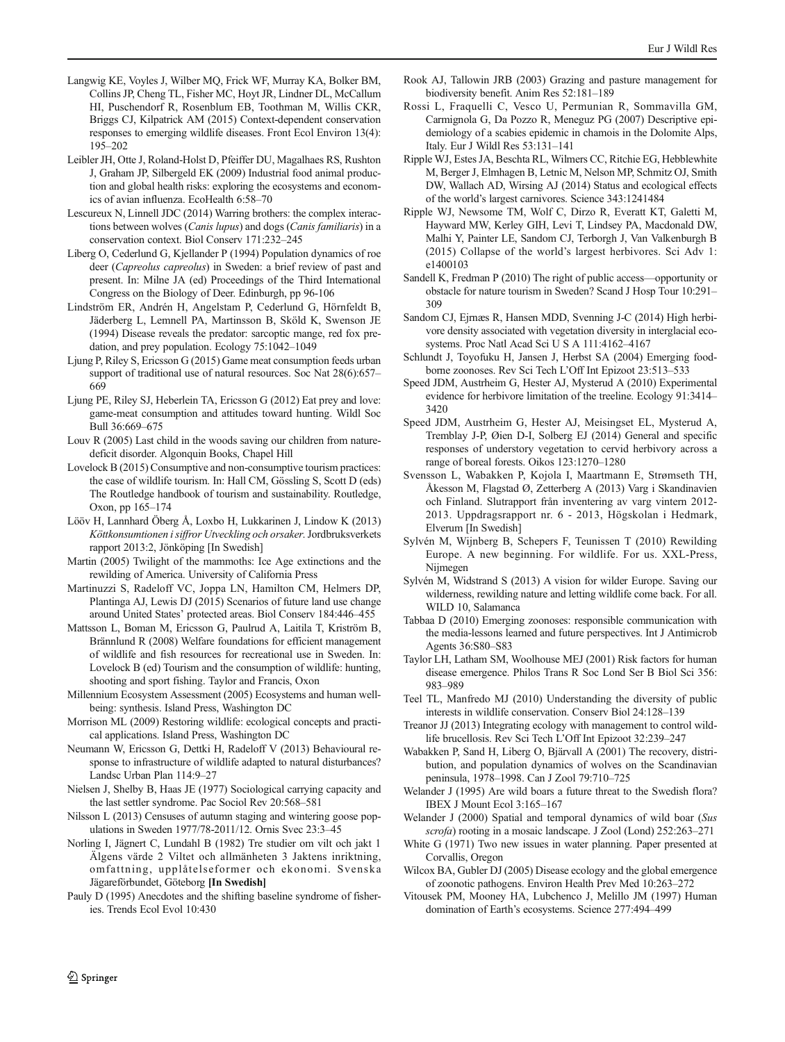Langwig KE, Voyles J, Wilber MQ, Frick WF, Murray KA, Bolker BM, Collins JP, Cheng TL, Fisher MC, Hoyt JR, Lindner DL, McCallum HI, Puschendorf R, Rosenblum EB, Toothman M, Willis CKR, Briggs CJ, Kilpatrick AM (2015) Context-dependent conservation responses to emerging wildlife diseases. Front Ecol Environ 13(4): 195–202

Leibler JH, Otte J, Roland-Holst D, Pfeiffer DU, Magalhaes RS, Rushton J, Graham JP, Silbergeld EK (2009) Industrial food animal production and global health risks: exploring the ecosystems and economics of avian influenza. EcoHealth 6:58–70

Lescureux N, Linnell JDC (2014) Warring brothers: the complex interactions between wolves (*Canis lupus*) and dogs (*Canis familiaris*) in a conservation context. Biol Conserv 171:232–245

Liberg O, Cederlund G, Kjellander P (1994) Population dynamics of roe deer (*Capreolus capreolus*) in Sweden: a brief review of past and present. In: Milne JA (ed) Proceedings of the Third International Congress on the Biology of Deer. Edinburgh, pp 96-106

Lindström ER, Andrén H, Angelstam P, Cederlund G, Hörnfeldt B, Jäderberg L, Lemnell PA, Martinsson B, Sköld K, Swenson JE (1994) Disease reveals the predator: sarcoptic mange, red fox predation, and prey population. Ecology 75:1042–1049

Ljung P, Riley S, Ericsson G (2015) Game meat consumption feeds urban support of traditional use of natural resources. Soc Nat 28(6):657–669

Ljung PE, Riley SJ, Heberlein TA, Ericsson G (2012) Eat prey and love: game-meat consumption and attitudes toward hunting. Wildl Soc Bull 36:669–675

Louv R (2005) Last child in the woods saving our children from nature-deficit disorder. Algonquin Books, Chapel Hill

Lovelock B (2015) Consumptive and non-consumptive tourism practices: the case of wildlife tourism. In: Hall CM, Gössling S, Scott D (eds) The Routledge handbook of tourism and sustainability. Routledge, Oxon, pp 165–174

Lööv H, Lannhard Öberg Å, Loxbo H, Lukkarinen J, Lindow K (2013) *Köttkonsumtionen i siffror Utveckling och orsaker*. Jordbruksverkets rapport 2013:2, Jönköping [In Swedish]

Martin (2005) Twilight of the mammoths: Ice Age extinctions and the rewilding of America. University of California Press

Martinuzzi S, Radeloff VC, Joppa LN, Hamilton CM, Helmers DP, Plantinga AJ, Lewis DJ (2015) Scenarios of future land use change around United States' protected areas. Biol Conserv 184:446–455

Mattsson L, Boman M, Ericsson G, Paulrud A, Laitila T, Kriström B, Brännlund R (2008) Welfare foundations for efficient management of wildlife and fish resources for recreational use in Sweden. In: Lovelock B (ed) Tourism and the consumption of wildlife: hunting, shooting and sport fishing. Taylor and Francis, Oxon

Millennium Ecosystem Assessment (2005) Ecosystems and human well-being: synthesis. Island Press, Washington DC

Morrison ML (2009) Restoring wildlife: ecological concepts and practical applications. Island Press, Washington DC

Neumann W, Ericsson G, Dettki H, Radeloff V (2013) Behavioural response to infrastructure of wildlife adapted to natural disturbances? Landsc Urban Plan 114:9–27

Nielsen J, Shelby B, Haas JE (1977) Sociological carrying capacity and the last settler syndrome. Pac Sociol Rev 20:568–581

Nilsson L (2013) Censuses of autumn staging and wintering goose populations in Sweden 1977/78-2011/12. Ornis Svec 23:3–45

Norling I, Jägnert C, Lundahl B (1982) Tre studier om vilt och jakt 1 Älgens värde 2 Viltet och allmänheten 3 Jaktens inriktning, omfattning, upplåtelseformer och ekonomi. Svenska Jägareförbundet, Göteborg **[In Swedish]**

Pauly D (1995) Anecdotes and the shifting baseline syndrome of fisheries. Trends Ecol Evol 10:430

Rook AJ, Tallowin JRB (2003) Grazing and pasture management for biodiversity benefit. Anim Res 52:181–189

Rossi L, Fraquelli C, Vesco U, Permunian R, Sommavilla GM, Carmignola G, Da Pozzo R, Meneguz PG (2007) Descriptive epidemiology of a scabies epidemic in chamois in the Dolomite Alps, Italy. Eur J Wildl Res 53:131–141

Ripple WJ, Estes JA, Beschta RL, Wilmers CC, Ritchie EG, Hebblewhite M, Berger J, Elmhagen B, Letnic M, Nelson MP, Schmitz OJ, Smith DW, Wallach AD, Wirsing AJ (2014) Status and ecological effects of the world's largest carnivores. Science 343:1241484

Ripple WJ, Newsome TM, Wolf C, Dirzo R, Everatt KT, Galetti M, Hayward MW, Kerley GIH, Levi T, Lindsey PA, Macdonald DW, Malhi Y, Painter LE, Sandom CJ, Terborgh J, Van Valkenburgh B (2015) Collapse of the world's largest herbivores. Sci Adv 1: e1400103

Sandell K, Fredman P (2010) The right of public access—opportunity or obstacle for nature tourism in Sweden? Scand J Hosp Tour 10:291–309

Sandom CJ, Ejrnæs R, Hansen MDD, Svenning J-C (2014) High herbivore density associated with vegetation diversity in interglacial ecosystems. Proc Natl Acad Sci U S A 111:4162–4167

Schlundt J, Toyofuku H, Jansen J, Herbst SA (2004) Emerging food-borne zoonoses. Rev Sci Tech L'Off Int Epizoot 23:513–533

Speed JDM, Austrheim G, Hester AJ, Mysterud A (2010) Experimental evidence for herbivore limitation of the treeline. Ecology 91:3414–3420

Speed JDM, Austrheim G, Hester AJ, Meisingset EL, Mysterud A, Tremblay J-P, Øien D-I, Solberg EJ (2014) General and specific responses of understory vegetation to cervid herbivory across a range of boreal forests. Oikos 123:1270–1280

Svensson L, Wabakken P, Kojola I, Maartmann E, Strømseth TH, Åkesson M, Flagstad Ø, Zetterberg A (2013) Varg i Skandinavien och Finland. Slutrapport från inventering av varg vintern 2012-2013. Uppdragsrapport nr. 6 - 2013, Högskolan i Hedmark, Elverum [In Swedish]

Sylvén M, Wijnberg B, Schepers F, Teunissen T (2010) Rewilding Europe. A new beginning. For wildlife. For us. XXL-Press, Nijmegen

Sylvén M, Widstrand S (2013) A vision for wilder Europe. Saving our wilderness, rewilding nature and letting wildlife come back. For all. WILD 10, Salamanca

Tabbaa D (2010) Emerging zoonoses: responsible communication with the media-lessons learned and future perspectives. Int J Antimicrob Agents 36:S80–S83

Taylor LH, Latham SM, Woolhouse MEJ (2001) Risk factors for human disease emergence. Philos Trans R Soc Lond Ser B Biol Sci 356: 983–989

Teel TL, Manfredo MJ (2010) Understanding the diversity of public interests in wildlife conservation. Conserv Biol 24:128–139

Treanor JJ (2013) Integrating ecology with management to control wildlife brucellosis. Rev Sci Tech L'Off Int Epizoot 32:239–247

Wabakken P, Sand H, Liberg O, Bjärvall A (2001) The recovery, distribution, and population dynamics of wolves on the Scandinavian peninsula, 1978–1998. Can J Zool 79:710–725

Welander J (1995) Are wild boars a future threat to the Swedish flora? IBEX J Mount Ecol 3:165–167

Welander J (2000) Spatial and temporal dynamics of wild boar (*Sus scrofa*) rooting in a mosaic landscape. J Zool (Lond) 252:263–271

White G (1971) Two new issues in water planning. Paper presented at Corvallis, Oregon

Wilcox BA, Gubler DJ (2005) Disease ecology and the global emergence of zoonotic pathogens. Environ Health Prev Med 10:263–272

Vitousek PM, Mooney HA, Lubchenco J, Melillo JM (1997) Human domination of Earth's ecosystems. Science 277:494–499